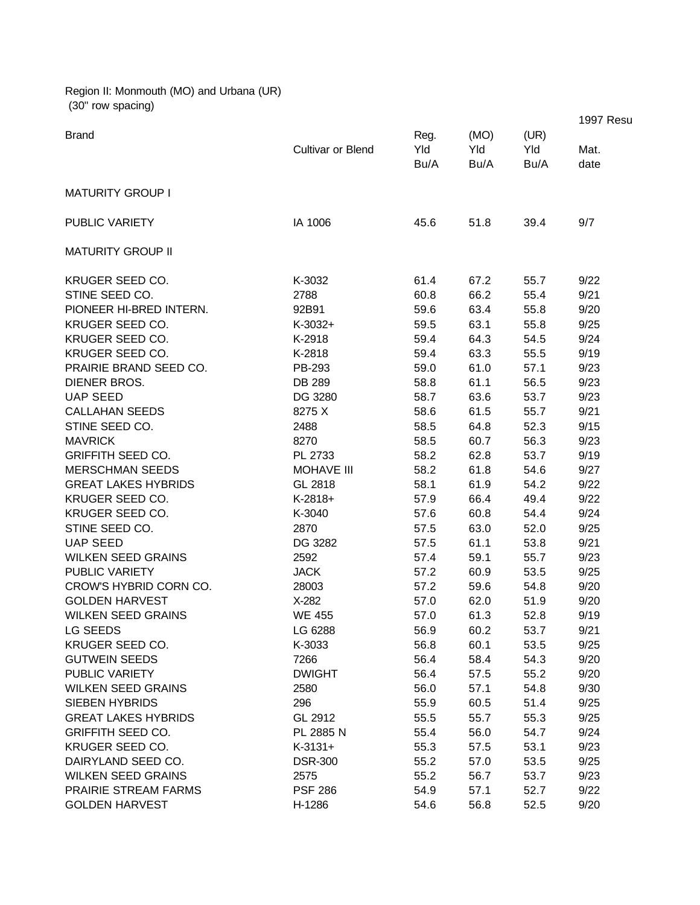Region II: Monmouth (MO) and Urbana (UR)
(30" row spacing)

1997 Resu

| Brand | Cultivar or Blend | Reg. Yld Bu/A | (MO) Yld Bu/A | (UR) Yld Bu/A | Mat. date |
|---|---|---|---|---|---|
| MATURITY GROUP I | | | | | |
| PUBLIC VARIETY | IA 1006 | 45.6 | 51.8 | 39.4 | 9/7 |
| MATURITY GROUP II | | | | | |
| KRUGER SEED CO. | K-3032 | 61.4 | 67.2 | 55.7 | 9/22 |
| STINE SEED CO. | 2788 | 60.8 | 66.2 | 55.4 | 9/21 |
| PIONEER HI-BRED INTERN. | 92B91 | 59.6 | 63.4 | 55.8 | 9/20 |
| KRUGER SEED CO. | K-3032+ | 59.5 | 63.1 | 55.8 | 9/25 |
| KRUGER SEED CO. | K-2918 | 59.4 | 64.3 | 54.5 | 9/24 |
| KRUGER SEED CO. | K-2818 | 59.4 | 63.3 | 55.5 | 9/19 |
| PRAIRIE BRAND SEED CO. | PB-293 | 59.0 | 61.0 | 57.1 | 9/23 |
| DIENER BROS. | DB 289 | 58.8 | 61.1 | 56.5 | 9/23 |
| UAP SEED | DG 3280 | 58.7 | 63.6 | 53.7 | 9/23 |
| CALLAHAN SEEDS | 8275 X | 58.6 | 61.5 | 55.7 | 9/21 |
| STINE SEED CO. | 2488 | 58.5 | 64.8 | 52.3 | 9/15 |
| MAVRICK | 8270 | 58.5 | 60.7 | 56.3 | 9/23 |
| GRIFFITH SEED CO. | PL 2733 | 58.2 | 62.8 | 53.7 | 9/19 |
| MERSCHMAN SEEDS | MOHAVE III | 58.2 | 61.8 | 54.6 | 9/27 |
| GREAT LAKES HYBRIDS | GL 2818 | 58.1 | 61.9 | 54.2 | 9/22 |
| KRUGER SEED CO. | K-2818+ | 57.9 | 66.4 | 49.4 | 9/22 |
| KRUGER SEED CO. | K-3040 | 57.6 | 60.8 | 54.4 | 9/24 |
| STINE SEED CO. | 2870 | 57.5 | 63.0 | 52.0 | 9/25 |
| UAP SEED | DG 3282 | 57.5 | 61.1 | 53.8 | 9/21 |
| WILKEN SEED GRAINS | 2592 | 57.4 | 59.1 | 55.7 | 9/23 |
| PUBLIC VARIETY | JACK | 57.2 | 60.9 | 53.5 | 9/25 |
| CROW'S HYBRID CORN CO. | 28003 | 57.2 | 59.6 | 54.8 | 9/20 |
| GOLDEN HARVEST | X-282 | 57.0 | 62.0 | 51.9 | 9/20 |
| WILKEN SEED GRAINS | WE 455 | 57.0 | 61.3 | 52.8 | 9/19 |
| LG SEEDS | LG 6288 | 56.9 | 60.2 | 53.7 | 9/21 |
| KRUGER SEED CO. | K-3033 | 56.8 | 60.1 | 53.5 | 9/25 |
| GUTWEIN SEEDS | 7266 | 56.4 | 58.4 | 54.3 | 9/20 |
| PUBLIC VARIETY | DWIGHT | 56.4 | 57.5 | 55.2 | 9/20 |
| WILKEN SEED GRAINS | 2580 | 56.0 | 57.1 | 54.8 | 9/30 |
| SIEBEN HYBRIDS | 296 | 55.9 | 60.5 | 51.4 | 9/25 |
| GREAT LAKES HYBRIDS | GL 2912 | 55.5 | 55.7 | 55.3 | 9/25 |
| GRIFFITH SEED CO. | PL 2885 N | 55.4 | 56.0 | 54.7 | 9/24 |
| KRUGER SEED CO. | K-3131+ | 55.3 | 57.5 | 53.1 | 9/23 |
| DAIRYLAND SEED CO. | DSR-300 | 55.2 | 57.0 | 53.5 | 9/25 |
| WILKEN SEED GRAINS | 2575 | 55.2 | 56.7 | 53.7 | 9/23 |
| PRAIRIE STREAM FARMS | PSF 286 | 54.9 | 57.1 | 52.7 | 9/22 |
| GOLDEN HARVEST | H-1286 | 54.6 | 56.8 | 52.5 | 9/20 |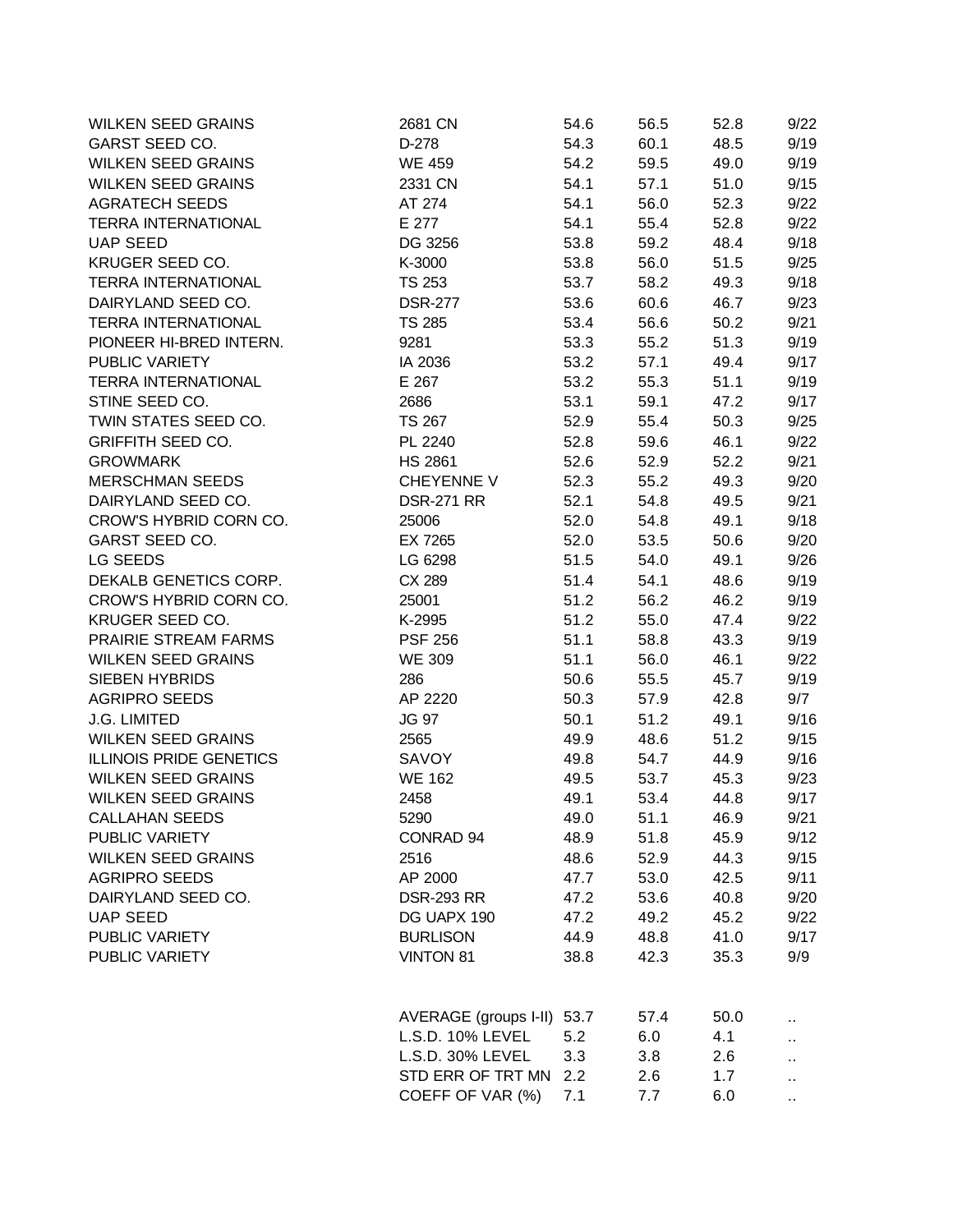| | | | | | |
|---|---|---|---|---|---|
| WILKEN SEED GRAINS | 2681 CN | 54.6 | 56.5 | 52.8 | 9/22 |
| GARST SEED CO. | D-278 | 54.3 | 60.1 | 48.5 | 9/19 |
| WILKEN SEED GRAINS | WE 459 | 54.2 | 59.5 | 49.0 | 9/19 |
| WILKEN SEED GRAINS | 2331 CN | 54.1 | 57.1 | 51.0 | 9/15 |
| AGRATECH SEEDS | AT 274 | 54.1 | 56.0 | 52.3 | 9/22 |
| TERRA INTERNATIONAL | E 277 | 54.1 | 55.4 | 52.8 | 9/22 |
| UAP SEED | DG 3256 | 53.8 | 59.2 | 48.4 | 9/18 |
| KRUGER SEED CO. | K-3000 | 53.8 | 56.0 | 51.5 | 9/25 |
| TERRA INTERNATIONAL | TS 253 | 53.7 | 58.2 | 49.3 | 9/18 |
| DAIRYLAND SEED CO. | DSR-277 | 53.6 | 60.6 | 46.7 | 9/23 |
| TERRA INTERNATIONAL | TS 285 | 53.4 | 56.6 | 50.2 | 9/21 |
| PIONEER HI-BRED INTERN. | 9281 | 53.3 | 55.2 | 51.3 | 9/19 |
| PUBLIC VARIETY | IA 2036 | 53.2 | 57.1 | 49.4 | 9/17 |
| TERRA INTERNATIONAL | E 267 | 53.2 | 55.3 | 51.1 | 9/19 |
| STINE SEED CO. | 2686 | 53.1 | 59.1 | 47.2 | 9/17 |
| TWIN STATES SEED CO. | TS 267 | 52.9 | 55.4 | 50.3 | 9/25 |
| GRIFFITH SEED CO. | PL 2240 | 52.8 | 59.6 | 46.1 | 9/22 |
| GROWMARK | HS 2861 | 52.6 | 52.9 | 52.2 | 9/21 |
| MERSCHMAN SEEDS | CHEYENNE V | 52.3 | 55.2 | 49.3 | 9/20 |
| DAIRYLAND SEED CO. | DSR-271 RR | 52.1 | 54.8 | 49.5 | 9/21 |
| CROW'S HYBRID CORN CO. | 25006 | 52.0 | 54.8 | 49.1 | 9/18 |
| GARST SEED CO. | EX 7265 | 52.0 | 53.5 | 50.6 | 9/20 |
| LG SEEDS | LG 6298 | 51.5 | 54.0 | 49.1 | 9/26 |
| DEKALB GENETICS CORP. | CX 289 | 51.4 | 54.1 | 48.6 | 9/19 |
| CROW'S HYBRID CORN CO. | 25001 | 51.2 | 56.2 | 46.2 | 9/19 |
| KRUGER SEED CO. | K-2995 | 51.2 | 55.0 | 47.4 | 9/22 |
| PRAIRIE STREAM FARMS | PSF 256 | 51.1 | 58.8 | 43.3 | 9/19 |
| WILKEN SEED GRAINS | WE 309 | 51.1 | 56.0 | 46.1 | 9/22 |
| SIEBEN HYBRIDS | 286 | 50.6 | 55.5 | 45.7 | 9/19 |
| AGRIPRO SEEDS | AP 2220 | 50.3 | 57.9 | 42.8 | 9/7 |
| J.G. LIMITED | JG 97 | 50.1 | 51.2 | 49.1 | 9/16 |
| WILKEN SEED GRAINS | 2565 | 49.9 | 48.6 | 51.2 | 9/15 |
| ILLINOIS PRIDE GENETICS | SAVOY | 49.8 | 54.7 | 44.9 | 9/16 |
| WILKEN SEED GRAINS | WE 162 | 49.5 | 53.7 | 45.3 | 9/23 |
| WILKEN SEED GRAINS | 2458 | 49.1 | 53.4 | 44.8 | 9/17 |
| CALLAHAN SEEDS | 5290 | 49.0 | 51.1 | 46.9 | 9/21 |
| PUBLIC VARIETY | CONRAD 94 | 48.9 | 51.8 | 45.9 | 9/12 |
| WILKEN SEED GRAINS | 2516 | 48.6 | 52.9 | 44.3 | 9/15 |
| AGRIPRO SEEDS | AP 2000 | 47.7 | 53.0 | 42.5 | 9/11 |
| DAIRYLAND SEED CO. | DSR-293 RR | 47.2 | 53.6 | 40.8 | 9/20 |
| UAP SEED | DG UAPX 190 | 47.2 | 49.2 | 45.2 | 9/22 |
| PUBLIC VARIETY | BURLISON | 44.9 | 48.8 | 41.0 | 9/17 |
| PUBLIC VARIETY | VINTON 81 | 38.8 | 42.3 | 35.3 | 9/9 |
| | | | | | |
| | AVERAGE (groups I-II) | 53.7 | 57.4 | 50.0 | .. |
| | L.S.D. 10% LEVEL | 5.2 | 6.0 | 4.1 | .. |
| | L.S.D. 30% LEVEL | 3.3 | 3.8 | 2.6 | .. |
| | STD ERR OF TRT MN | 2.2 | 2.6 | 1.7 | .. |
| | COEFF OF VAR (%) | 7.1 | 7.7 | 6.0 | .. |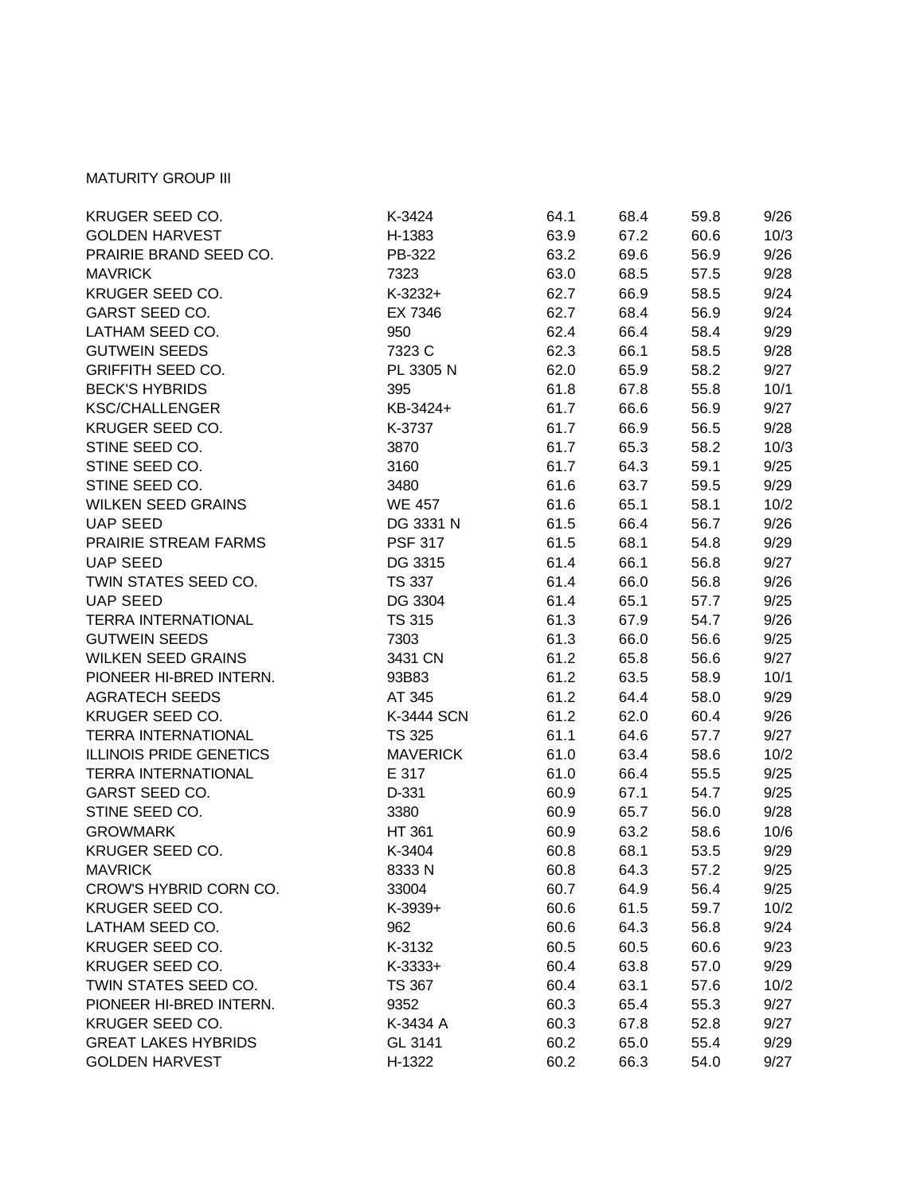MATURITY GROUP III

| | | | | | |
|---|---|---|---|---|---|
| KRUGER SEED CO. | K-3424 | 64.1 | 68.4 | 59.8 | 9/26 |
| GOLDEN HARVEST | H-1383 | 63.9 | 67.2 | 60.6 | 10/3 |
| PRAIRIE BRAND SEED CO. | PB-322 | 63.2 | 69.6 | 56.9 | 9/26 |
| MAVRICK | 7323 | 63.0 | 68.5 | 57.5 | 9/28 |
| KRUGER SEED CO. | K-3232+ | 62.7 | 66.9 | 58.5 | 9/24 |
| GARST SEED CO. | EX 7346 | 62.7 | 68.4 | 56.9 | 9/24 |
| LATHAM SEED CO. | 950 | 62.4 | 66.4 | 58.4 | 9/29 |
| GUTWEIN SEEDS | 7323 C | 62.3 | 66.1 | 58.5 | 9/28 |
| GRIFFITH SEED CO. | PL 3305 N | 62.0 | 65.9 | 58.2 | 9/27 |
| BECK'S HYBRIDS | 395 | 61.8 | 67.8 | 55.8 | 10/1 |
| KSC/CHALLENGER | KB-3424+ | 61.7 | 66.6 | 56.9 | 9/27 |
| KRUGER SEED CO. | K-3737 | 61.7 | 66.9 | 56.5 | 9/28 |
| STINE SEED CO. | 3870 | 61.7 | 65.3 | 58.2 | 10/3 |
| STINE SEED CO. | 3160 | 61.7 | 64.3 | 59.1 | 9/25 |
| STINE SEED CO. | 3480 | 61.6 | 63.7 | 59.5 | 9/29 |
| WILKEN SEED GRAINS | WE 457 | 61.6 | 65.1 | 58.1 | 10/2 |
| UAP SEED | DG 3331 N | 61.5 | 66.4 | 56.7 | 9/26 |
| PRAIRIE STREAM FARMS | PSF 317 | 61.5 | 68.1 | 54.8 | 9/29 |
| UAP SEED | DG 3315 | 61.4 | 66.1 | 56.8 | 9/27 |
| TWIN STATES SEED CO. | TS 337 | 61.4 | 66.0 | 56.8 | 9/26 |
| UAP SEED | DG 3304 | 61.4 | 65.1 | 57.7 | 9/25 |
| TERRA INTERNATIONAL | TS 315 | 61.3 | 67.9 | 54.7 | 9/26 |
| GUTWEIN SEEDS | 7303 | 61.3 | 66.0 | 56.6 | 9/25 |
| WILKEN SEED GRAINS | 3431 CN | 61.2 | 65.8 | 56.6 | 9/27 |
| PIONEER HI-BRED INTERN. | 93B83 | 61.2 | 63.5 | 58.9 | 10/1 |
| AGRATECH SEEDS | AT 345 | 61.2 | 64.4 | 58.0 | 9/29 |
| KRUGER SEED CO. | K-3444 SCN | 61.2 | 62.0 | 60.4 | 9/26 |
| TERRA INTERNATIONAL | TS 325 | 61.1 | 64.6 | 57.7 | 9/27 |
| ILLINOIS PRIDE GENETICS | MAVERICK | 61.0 | 63.4 | 58.6 | 10/2 |
| TERRA INTERNATIONAL | E 317 | 61.0 | 66.4 | 55.5 | 9/25 |
| GARST SEED CO. | D-331 | 60.9 | 67.1 | 54.7 | 9/25 |
| STINE SEED CO. | 3380 | 60.9 | 65.7 | 56.0 | 9/28 |
| GROWMARK | HT 361 | 60.9 | 63.2 | 58.6 | 10/6 |
| KRUGER SEED CO. | K-3404 | 60.8 | 68.1 | 53.5 | 9/29 |
| MAVRICK | 8333 N | 60.8 | 64.3 | 57.2 | 9/25 |
| CROW'S HYBRID CORN CO. | 33004 | 60.7 | 64.9 | 56.4 | 9/25 |
| KRUGER SEED CO. | K-3939+ | 60.6 | 61.5 | 59.7 | 10/2 |
| LATHAM SEED CO. | 962 | 60.6 | 64.3 | 56.8 | 9/24 |
| KRUGER SEED CO. | K-3132 | 60.5 | 60.5 | 60.6 | 9/23 |
| KRUGER SEED CO. | K-3333+ | 60.4 | 63.8 | 57.0 | 9/29 |
| TWIN STATES SEED CO. | TS 367 | 60.4 | 63.1 | 57.6 | 10/2 |
| PIONEER HI-BRED INTERN. | 9352 | 60.3 | 65.4 | 55.3 | 9/27 |
| KRUGER SEED CO. | K-3434 A | 60.3 | 67.8 | 52.8 | 9/27 |
| GREAT LAKES HYBRIDS | GL 3141 | 60.2 | 65.0 | 55.4 | 9/29 |
| GOLDEN HARVEST | H-1322 | 60.2 | 66.3 | 54.0 | 9/27 |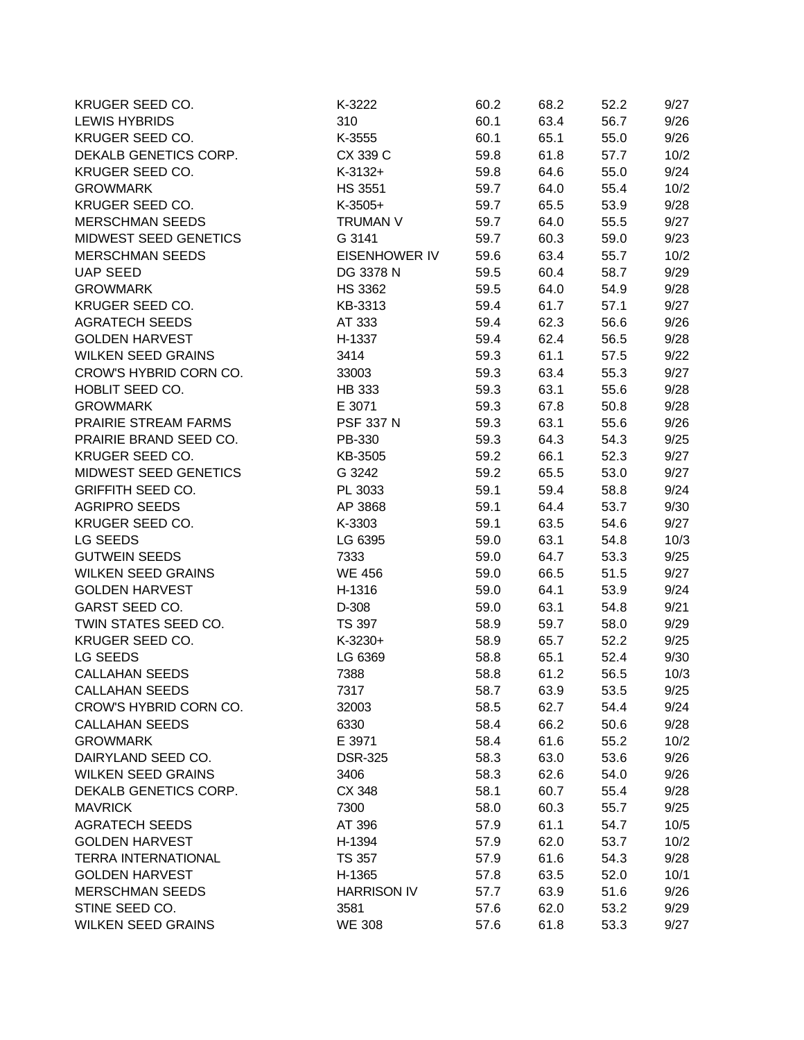| | | | | | |
|---|---|---|---|---|---|
| KRUGER SEED CO. | K-3222 | 60.2 | 68.2 | 52.2 | 9/27 |
| LEWIS HYBRIDS | 310 | 60.1 | 63.4 | 56.7 | 9/26 |
| KRUGER SEED CO. | K-3555 | 60.1 | 65.1 | 55.0 | 9/26 |
| DEKALB GENETICS CORP. | CX 339 C | 59.8 | 61.8 | 57.7 | 10/2 |
| KRUGER SEED CO. | K-3132+ | 59.8 | 64.6 | 55.0 | 9/24 |
| GROWMARK | HS 3551 | 59.7 | 64.0 | 55.4 | 10/2 |
| KRUGER SEED CO. | K-3505+ | 59.7 | 65.5 | 53.9 | 9/28 |
| MERSCHMAN SEEDS | TRUMAN V | 59.7 | 64.0 | 55.5 | 9/27 |
| MIDWEST SEED GENETICS | G 3141 | 59.7 | 60.3 | 59.0 | 9/23 |
| MERSCHMAN SEEDS | EISENHOWER IV | 59.6 | 63.4 | 55.7 | 10/2 |
| UAP SEED | DG 3378 N | 59.5 | 60.4 | 58.7 | 9/29 |
| GROWMARK | HS 3362 | 59.5 | 64.0 | 54.9 | 9/28 |
| KRUGER SEED CO. | KB-3313 | 59.4 | 61.7 | 57.1 | 9/27 |
| AGRATECH SEEDS | AT 333 | 59.4 | 62.3 | 56.6 | 9/26 |
| GOLDEN HARVEST | H-1337 | 59.4 | 62.4 | 56.5 | 9/28 |
| WILKEN SEED GRAINS | 3414 | 59.3 | 61.1 | 57.5 | 9/22 |
| CROW'S HYBRID CORN CO. | 33003 | 59.3 | 63.4 | 55.3 | 9/27 |
| HOBLIT SEED CO. | HB 333 | 59.3 | 63.1 | 55.6 | 9/28 |
| GROWMARK | E 3071 | 59.3 | 67.8 | 50.8 | 9/28 |
| PRAIRIE STREAM FARMS | PSF 337 N | 59.3 | 63.1 | 55.6 | 9/26 |
| PRAIRIE BRAND SEED CO. | PB-330 | 59.3 | 64.3 | 54.3 | 9/25 |
| KRUGER SEED CO. | KB-3505 | 59.2 | 66.1 | 52.3 | 9/27 |
| MIDWEST SEED GENETICS | G 3242 | 59.2 | 65.5 | 53.0 | 9/27 |
| GRIFFITH SEED CO. | PL 3033 | 59.1 | 59.4 | 58.8 | 9/24 |
| AGRIPRO SEEDS | AP 3868 | 59.1 | 64.4 | 53.7 | 9/30 |
| KRUGER SEED CO. | K-3303 | 59.1 | 63.5 | 54.6 | 9/27 |
| LG SEEDS | LG 6395 | 59.0 | 63.1 | 54.8 | 10/3 |
| GUTWEIN SEEDS | 7333 | 59.0 | 64.7 | 53.3 | 9/25 |
| WILKEN SEED GRAINS | WE 456 | 59.0 | 66.5 | 51.5 | 9/27 |
| GOLDEN HARVEST | H-1316 | 59.0 | 64.1 | 53.9 | 9/24 |
| GARST SEED CO. | D-308 | 59.0 | 63.1 | 54.8 | 9/21 |
| TWIN STATES SEED CO. | TS 397 | 58.9 | 59.7 | 58.0 | 9/29 |
| KRUGER SEED CO. | K-3230+ | 58.9 | 65.7 | 52.2 | 9/25 |
| LG SEEDS | LG 6369 | 58.8 | 65.1 | 52.4 | 9/30 |
| CALLAHAN SEEDS | 7388 | 58.8 | 61.2 | 56.5 | 10/3 |
| CALLAHAN SEEDS | 7317 | 58.7 | 63.9 | 53.5 | 9/25 |
| CROW'S HYBRID CORN CO. | 32003 | 58.5 | 62.7 | 54.4 | 9/24 |
| CALLAHAN SEEDS | 6330 | 58.4 | 66.2 | 50.6 | 9/28 |
| GROWMARK | E 3971 | 58.4 | 61.6 | 55.2 | 10/2 |
| DAIRYLAND SEED CO. | DSR-325 | 58.3 | 63.0 | 53.6 | 9/26 |
| WILKEN SEED GRAINS | 3406 | 58.3 | 62.6 | 54.0 | 9/26 |
| DEKALB GENETICS CORP. | CX 348 | 58.1 | 60.7 | 55.4 | 9/28 |
| MAVRICK | 7300 | 58.0 | 60.3 | 55.7 | 9/25 |
| AGRATECH SEEDS | AT 396 | 57.9 | 61.1 | 54.7 | 10/5 |
| GOLDEN HARVEST | H-1394 | 57.9 | 62.0 | 53.7 | 10/2 |
| TERRA INTERNATIONAL | TS 357 | 57.9 | 61.6 | 54.3 | 9/28 |
| GOLDEN HARVEST | H-1365 | 57.8 | 63.5 | 52.0 | 10/1 |
| MERSCHMAN SEEDS | HARRISON IV | 57.7 | 63.9 | 51.6 | 9/26 |
| STINE SEED CO. | 3581 | 57.6 | 62.0 | 53.2 | 9/29 |
| WILKEN SEED GRAINS | WE 308 | 57.6 | 61.8 | 53.3 | 9/27 |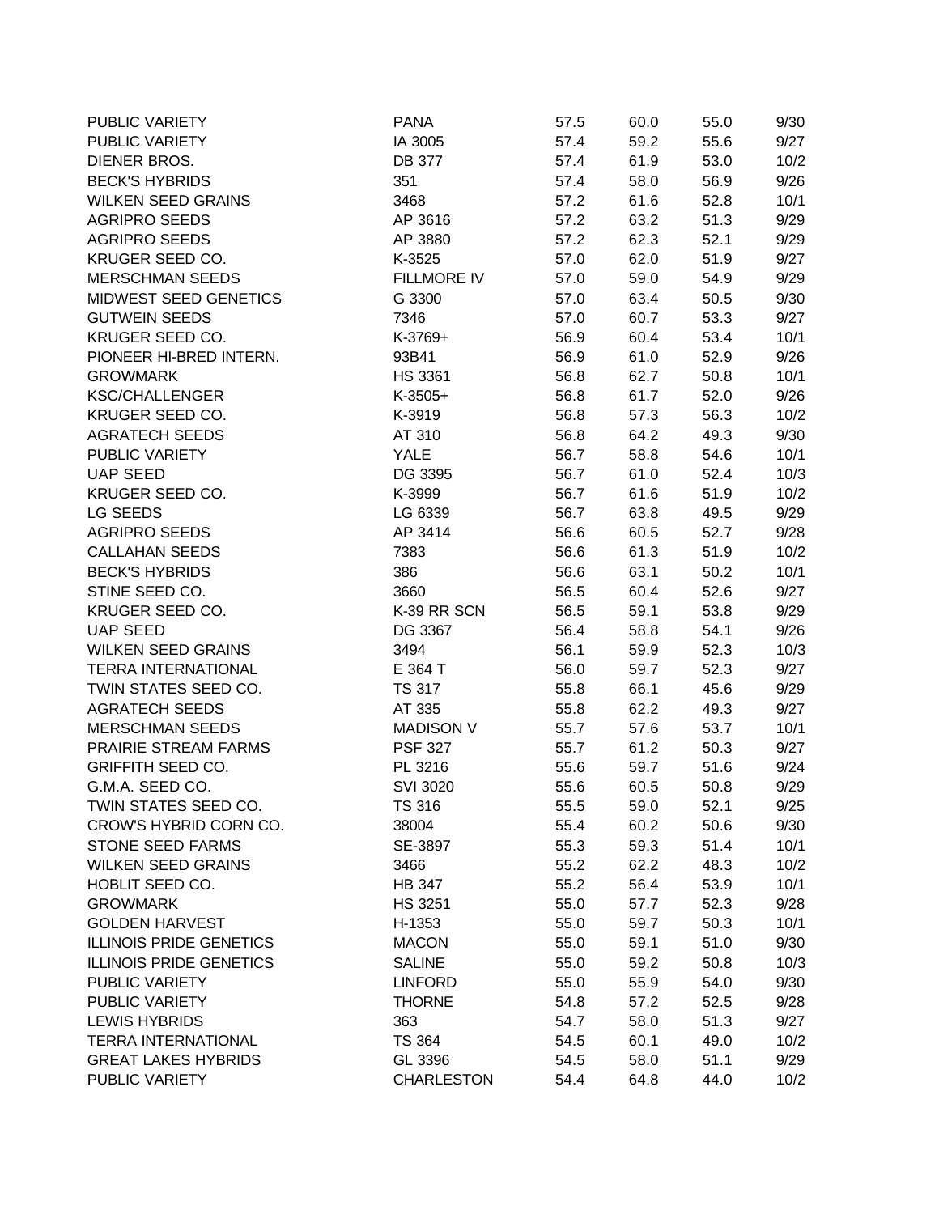| | | | | | |
|---|---|---|---|---|---|
| PUBLIC VARIETY | PANA | 57.5 | 60.0 | 55.0 | 9/30 |
| PUBLIC VARIETY | IA 3005 | 57.4 | 59.2 | 55.6 | 9/27 |
| DIENER BROS. | DB 377 | 57.4 | 61.9 | 53.0 | 10/2 |
| BECK'S HYBRIDS | 351 | 57.4 | 58.0 | 56.9 | 9/26 |
| WILKEN SEED GRAINS | 3468 | 57.2 | 61.6 | 52.8 | 10/1 |
| AGRIPRO SEEDS | AP 3616 | 57.2 | 63.2 | 51.3 | 9/29 |
| AGRIPRO SEEDS | AP 3880 | 57.2 | 62.3 | 52.1 | 9/29 |
| KRUGER SEED CO. | K-3525 | 57.0 | 62.0 | 51.9 | 9/27 |
| MERSCHMAN SEEDS | FILLMORE IV | 57.0 | 59.0 | 54.9 | 9/29 |
| MIDWEST SEED GENETICS | G 3300 | 57.0 | 63.4 | 50.5 | 9/30 |
| GUTWEIN SEEDS | 7346 | 57.0 | 60.7 | 53.3 | 9/27 |
| KRUGER SEED CO. | K-3769+ | 56.9 | 60.4 | 53.4 | 10/1 |
| PIONEER HI-BRED INTERN. | 93B41 | 56.9 | 61.0 | 52.9 | 9/26 |
| GROWMARK | HS 3361 | 56.8 | 62.7 | 50.8 | 10/1 |
| KSC/CHALLENGER | K-3505+ | 56.8 | 61.7 | 52.0 | 9/26 |
| KRUGER SEED CO. | K-3919 | 56.8 | 57.3 | 56.3 | 10/2 |
| AGRATECH SEEDS | AT 310 | 56.8 | 64.2 | 49.3 | 9/30 |
| PUBLIC VARIETY | YALE | 56.7 | 58.8 | 54.6 | 10/1 |
| UAP SEED | DG 3395 | 56.7 | 61.0 | 52.4 | 10/3 |
| KRUGER SEED CO. | K-3999 | 56.7 | 61.6 | 51.9 | 10/2 |
| LG SEEDS | LG 6339 | 56.7 | 63.8 | 49.5 | 9/29 |
| AGRIPRO SEEDS | AP 3414 | 56.6 | 60.5 | 52.7 | 9/28 |
| CALLAHAN SEEDS | 7383 | 56.6 | 61.3 | 51.9 | 10/2 |
| BECK'S HYBRIDS | 386 | 56.6 | 63.1 | 50.2 | 10/1 |
| STINE SEED CO. | 3660 | 56.5 | 60.4 | 52.6 | 9/27 |
| KRUGER SEED CO. | K-39 RR SCN | 56.5 | 59.1 | 53.8 | 9/29 |
| UAP SEED | DG 3367 | 56.4 | 58.8 | 54.1 | 9/26 |
| WILKEN SEED GRAINS | 3494 | 56.1 | 59.9 | 52.3 | 10/3 |
| TERRA INTERNATIONAL | E 364 T | 56.0 | 59.7 | 52.3 | 9/27 |
| TWIN STATES SEED CO. | TS 317 | 55.8 | 66.1 | 45.6 | 9/29 |
| AGRATECH SEEDS | AT 335 | 55.8 | 62.2 | 49.3 | 9/27 |
| MERSCHMAN SEEDS | MADISON V | 55.7 | 57.6 | 53.7 | 10/1 |
| PRAIRIE STREAM FARMS | PSF 327 | 55.7 | 61.2 | 50.3 | 9/27 |
| GRIFFITH SEED CO. | PL 3216 | 55.6 | 59.7 | 51.6 | 9/24 |
| G.M.A. SEED CO. | SVI 3020 | 55.6 | 60.5 | 50.8 | 9/29 |
| TWIN STATES SEED CO. | TS 316 | 55.5 | 59.0 | 52.1 | 9/25 |
| CROW'S HYBRID CORN CO. | 38004 | 55.4 | 60.2 | 50.6 | 9/30 |
| STONE SEED FARMS | SE-3897 | 55.3 | 59.3 | 51.4 | 10/1 |
| WILKEN SEED GRAINS | 3466 | 55.2 | 62.2 | 48.3 | 10/2 |
| HOBLIT SEED CO. | HB 347 | 55.2 | 56.4 | 53.9 | 10/1 |
| GROWMARK | HS 3251 | 55.0 | 57.7 | 52.3 | 9/28 |
| GOLDEN HARVEST | H-1353 | 55.0 | 59.7 | 50.3 | 10/1 |
| ILLINOIS PRIDE GENETICS | MACON | 55.0 | 59.1 | 51.0 | 9/30 |
| ILLINOIS PRIDE GENETICS | SALINE | 55.0 | 59.2 | 50.8 | 10/3 |
| PUBLIC VARIETY | LINFORD | 55.0 | 55.9 | 54.0 | 9/30 |
| PUBLIC VARIETY | THORNE | 54.8 | 57.2 | 52.5 | 9/28 |
| LEWIS HYBRIDS | 363 | 54.7 | 58.0 | 51.3 | 9/27 |
| TERRA INTERNATIONAL | TS 364 | 54.5 | 60.1 | 49.0 | 10/2 |
| GREAT LAKES HYBRIDS | GL 3396 | 54.5 | 58.0 | 51.1 | 9/29 |
| PUBLIC VARIETY | CHARLESTON | 54.4 | 64.8 | 44.0 | 10/2 |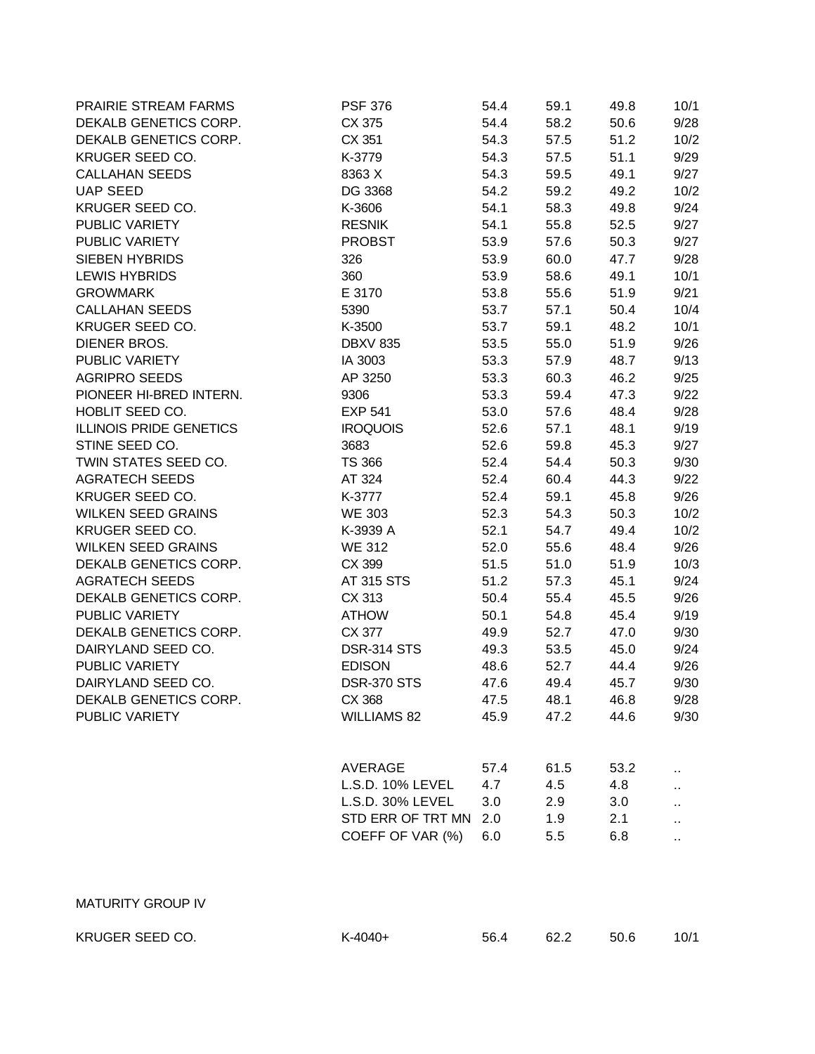| | | | | | |
|---|---|---|---|---|---|
| PRAIRIE STREAM FARMS | PSF 376 | 54.4 | 59.1 | 49.8 | 10/1 |
| DEKALB GENETICS CORP. | CX 375 | 54.4 | 58.2 | 50.6 | 9/28 |
| DEKALB GENETICS CORP. | CX 351 | 54.3 | 57.5 | 51.2 | 10/2 |
| KRUGER SEED CO. | K-3779 | 54.3 | 57.5 | 51.1 | 9/29 |
| CALLAHAN SEEDS | 8363 X | 54.3 | 59.5 | 49.1 | 9/27 |
| UAP SEED | DG 3368 | 54.2 | 59.2 | 49.2 | 10/2 |
| KRUGER SEED CO. | K-3606 | 54.1 | 58.3 | 49.8 | 9/24 |
| PUBLIC VARIETY | RESNIK | 54.1 | 55.8 | 52.5 | 9/27 |
| PUBLIC VARIETY | PROBST | 53.9 | 57.6 | 50.3 | 9/27 |
| SIEBEN HYBRIDS | 326 | 53.9 | 60.0 | 47.7 | 9/28 |
| LEWIS HYBRIDS | 360 | 53.9 | 58.6 | 49.1 | 10/1 |
| GROWMARK | E 3170 | 53.8 | 55.6 | 51.9 | 9/21 |
| CALLAHAN SEEDS | 5390 | 53.7 | 57.1 | 50.4 | 10/4 |
| KRUGER SEED CO. | K-3500 | 53.7 | 59.1 | 48.2 | 10/1 |
| DIENER BROS. | DBXV 835 | 53.5 | 55.0 | 51.9 | 9/26 |
| PUBLIC VARIETY | IA 3003 | 53.3 | 57.9 | 48.7 | 9/13 |
| AGRIPRO SEEDS | AP 3250 | 53.3 | 60.3 | 46.2 | 9/25 |
| PIONEER HI-BRED INTERN. | 9306 | 53.3 | 59.4 | 47.3 | 9/22 |
| HOBLIT SEED CO. | EXP 541 | 53.0 | 57.6 | 48.4 | 9/28 |
| ILLINOIS PRIDE GENETICS | IROQUOIS | 52.6 | 57.1 | 48.1 | 9/19 |
| STINE SEED CO. | 3683 | 52.6 | 59.8 | 45.3 | 9/27 |
| TWIN STATES SEED CO. | TS 366 | 52.4 | 54.4 | 50.3 | 9/30 |
| AGRATECH SEEDS | AT 324 | 52.4 | 60.4 | 44.3 | 9/22 |
| KRUGER SEED CO. | K-3777 | 52.4 | 59.1 | 45.8 | 9/26 |
| WILKEN SEED GRAINS | WE 303 | 52.3 | 54.3 | 50.3 | 10/2 |
| KRUGER SEED CO. | K-3939 A | 52.1 | 54.7 | 49.4 | 10/2 |
| WILKEN SEED GRAINS | WE 312 | 52.0 | 55.6 | 48.4 | 9/26 |
| DEKALB GENETICS CORP. | CX 399 | 51.5 | 51.0 | 51.9 | 10/3 |
| AGRATECH SEEDS | AT 315 STS | 51.2 | 57.3 | 45.1 | 9/24 |
| DEKALB GENETICS CORP. | CX 313 | 50.4 | 55.4 | 45.5 | 9/26 |
| PUBLIC VARIETY | ATHOW | 50.1 | 54.8 | 45.4 | 9/19 |
| DEKALB GENETICS CORP. | CX 377 | 49.9 | 52.7 | 47.0 | 9/30 |
| DAIRYLAND SEED CO. | DSR-314 STS | 49.3 | 53.5 | 45.0 | 9/24 |
| PUBLIC VARIETY | EDISON | 48.6 | 52.7 | 44.4 | 9/26 |
| DAIRYLAND SEED CO. | DSR-370 STS | 47.6 | 49.4 | 45.7 | 9/30 |
| DEKALB GENETICS CORP. | CX 368 | 47.5 | 48.1 | 46.8 | 9/28 |
| PUBLIC VARIETY | WILLIAMS 82 | 45.9 | 47.2 | 44.6 | 9/30 |
| | AVERAGE | 57.4 | 61.5 | 53.2 | .. |
| | L.S.D. 10% LEVEL | 4.7 | 4.5 | 4.8 | .. |
| | L.S.D. 30% LEVEL | 3.0 | 2.9 | 3.0 | .. |
| | STD ERR OF TRT MN | 2.0 | 1.9 | 2.1 | .. |
| | COEFF OF VAR (%) | 6.0 | 5.5 | 6.8 | .. |

MATURITY GROUP IV

| | | | | | |
|---|---|---|---|---|---|
| KRUGER SEED CO. | K-4040+ | 56.4 | 62.2 | 50.6 | 10/1 |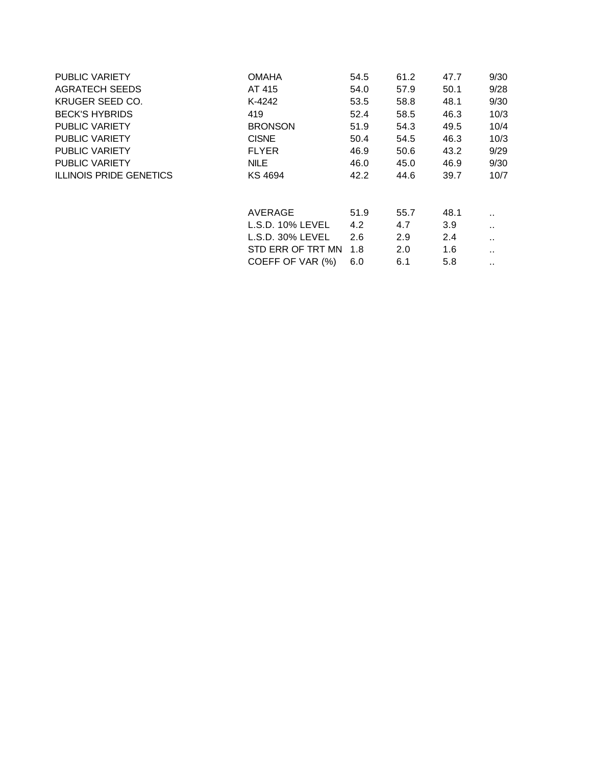| | | | | | |
|---|---|---|---|---|---|
| PUBLIC VARIETY | OMAHA | 54.5 | 61.2 | 47.7 | 9/30 |
| AGRATECH SEEDS | AT 415 | 54.0 | 57.9 | 50.1 | 9/28 |
| KRUGER SEED CO. | K-4242 | 53.5 | 58.8 | 48.1 | 9/30 |
| BECK'S HYBRIDS | 419 | 52.4 | 58.5 | 46.3 | 10/3 |
| PUBLIC VARIETY | BRONSON | 51.9 | 54.3 | 49.5 | 10/4 |
| PUBLIC VARIETY | CISNE | 50.4 | 54.5 | 46.3 | 10/3 |
| PUBLIC VARIETY | FLYER | 46.9 | 50.6 | 43.2 | 9/29 |
| PUBLIC VARIETY | NILE | 46.0 | 45.0 | 46.9 | 9/30 |
| ILLINOIS PRIDE GENETICS | KS 4694 | 42.2 | 44.6 | 39.7 | 10/7 |
| | | | | | |
| | AVERAGE | 51.9 | 55.7 | 48.1 | .. |
| | L.S.D. 10% LEVEL | 4.2 | 4.7 | 3.9 | .. |
| | L.S.D. 30% LEVEL | 2.6 | 2.9 | 2.4 | .. |
| | STD ERR OF TRT MN | 1.8 | 2.0 | 1.6 | .. |
| | COEFF OF VAR (%) | 6.0 | 6.1 | 5.8 | .. |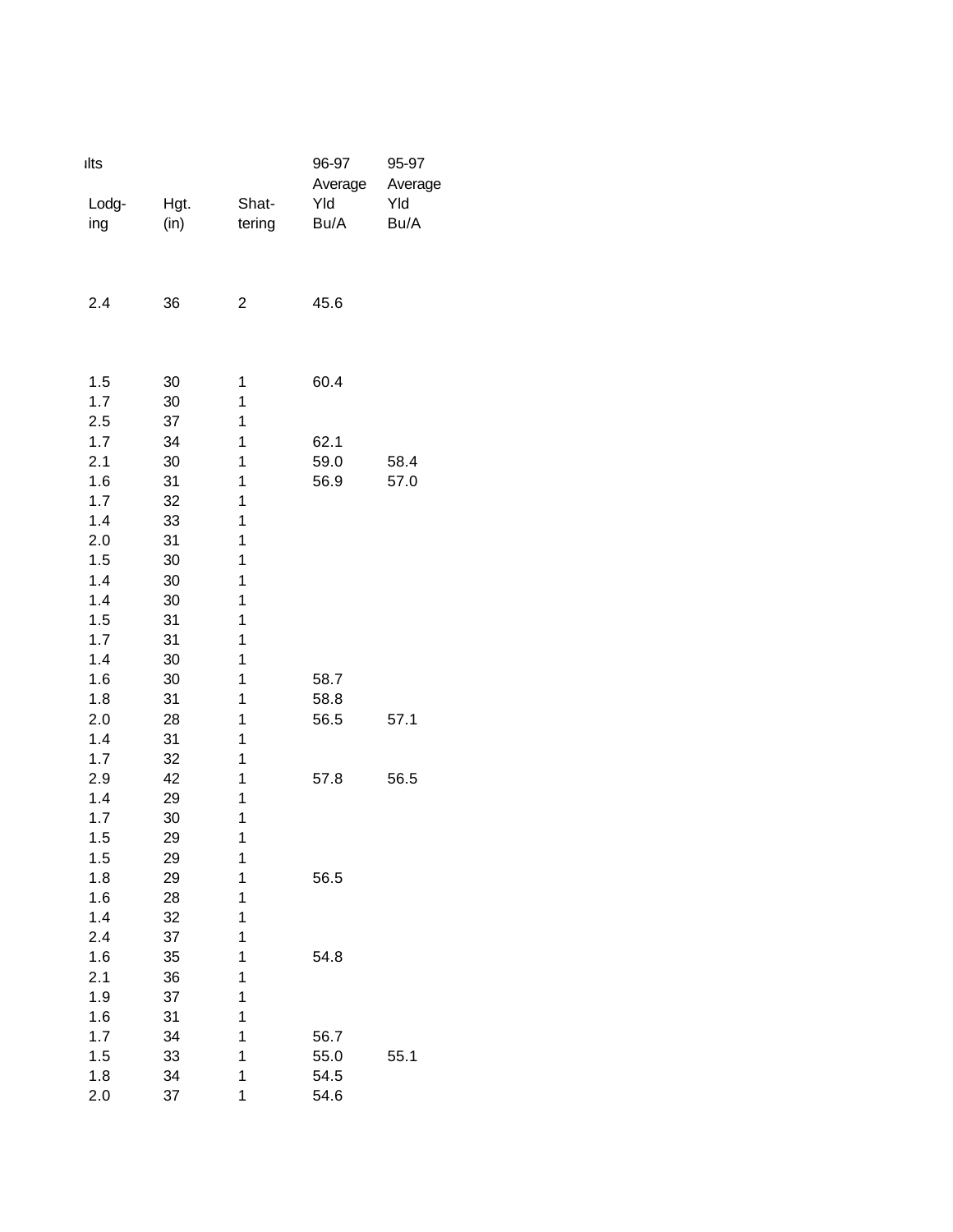ılts

| Lodg-ing | Hgt. (in) | Shat-tering | 96-97 Average Yld Bu/A | 95-97 Average Yld Bu/A |
|---|---|---|---|---|
| 2.4 | 36 | 2 | 45.6 | |
| 1.5 | 30 | 1 | 60.4 | |
| 1.7 | 30 | 1 | | |
| 2.5 | 37 | 1 | | |
| 1.7 | 34 | 1 | 62.1 | |
| 2.1 | 30 | 1 | 59.0 | 58.4 |
| 1.6 | 31 | 1 | 56.9 | 57.0 |
| 1.7 | 32 | 1 | | |
| 1.4 | 33 | 1 | | |
| 2.0 | 31 | 1 | | |
| 1.5 | 30 | 1 | | |
| 1.4 | 30 | 1 | | |
| 1.4 | 30 | 1 | | |
| 1.5 | 31 | 1 | | |
| 1.7 | 31 | 1 | | |
| 1.4 | 30 | 1 | | |
| 1.6 | 30 | 1 | 58.7 | |
| 1.8 | 31 | 1 | 58.8 | |
| 2.0 | 28 | 1 | 56.5 | 57.1 |
| 1.4 | 31 | 1 | | |
| 1.7 | 32 | 1 | | |
| 2.9 | 42 | 1 | 57.8 | 56.5 |
| 1.4 | 29 | 1 | | |
| 1.7 | 30 | 1 | | |
| 1.5 | 29 | 1 | | |
| 1.5 | 29 | 1 | | |
| 1.8 | 29 | 1 | 56.5 | |
| 1.6 | 28 | 1 | | |
| 1.4 | 32 | 1 | | |
| 2.4 | 37 | 1 | | |
| 1.6 | 35 | 1 | 54.8 | |
| 2.1 | 36 | 1 | | |
| 1.9 | 37 | 1 | | |
| 1.6 | 31 | 1 | | |
| 1.7 | 34 | 1 | 56.7 | |
| 1.5 | 33 | 1 | 55.0 | 55.1 |
| 1.8 | 34 | 1 | 54.5 | |
| 2.0 | 37 | 1 | 54.6 | |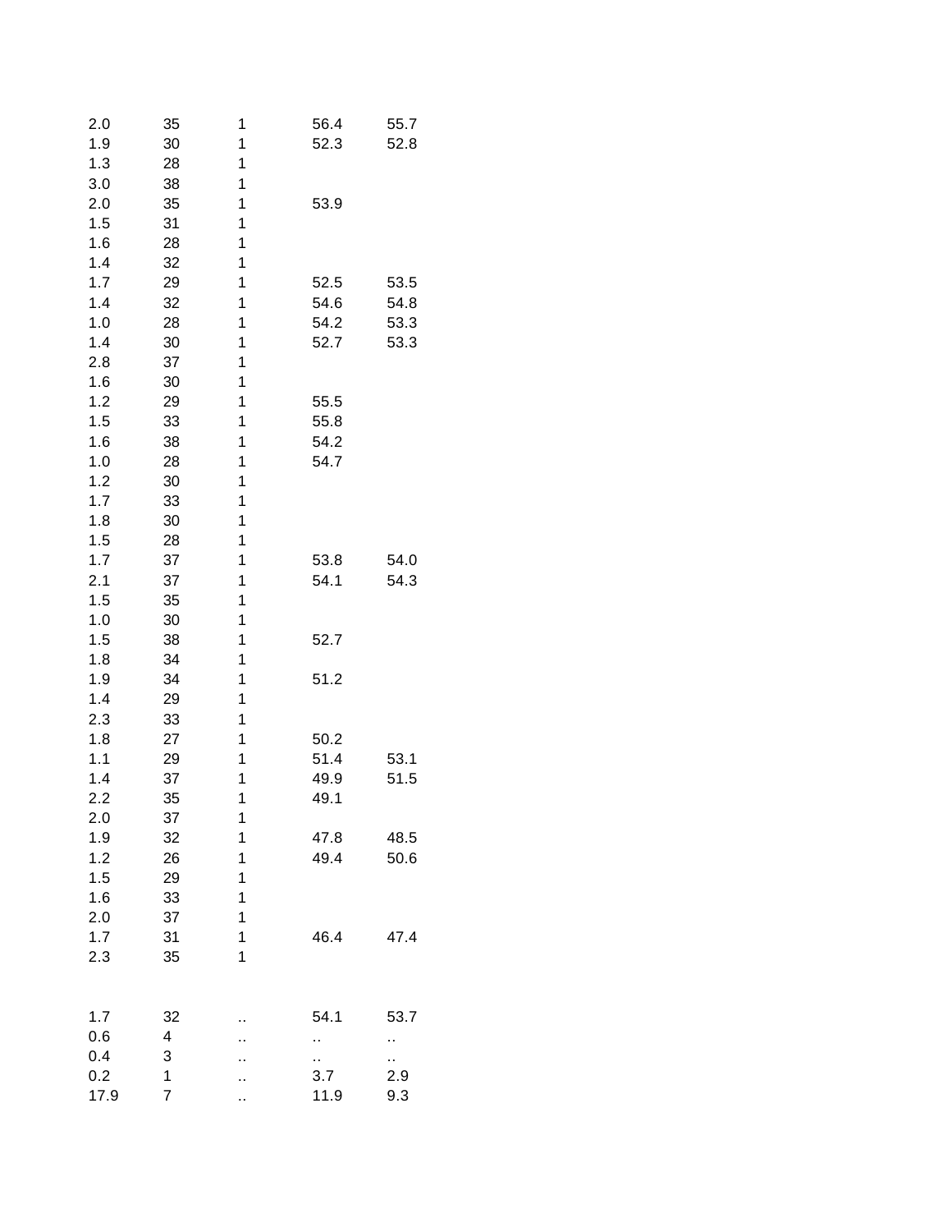| | | | | |
|---|---|---|---|---|
| 2.0 | 35 | 1 | 56.4 | 55.7 |
| 1.9 | 30 | 1 | 52.3 | 52.8 |
| 1.3 | 28 | 1 | | |
| 3.0 | 38 | 1 | | |
| 2.0 | 35 | 1 | 53.9 | |
| 1.5 | 31 | 1 | | |
| 1.6 | 28 | 1 | | |
| 1.4 | 32 | 1 | | |
| 1.7 | 29 | 1 | 52.5 | 53.5 |
| 1.4 | 32 | 1 | 54.6 | 54.8 |
| 1.0 | 28 | 1 | 54.2 | 53.3 |
| 1.4 | 30 | 1 | 52.7 | 53.3 |
| 2.8 | 37 | 1 | | |
| 1.6 | 30 | 1 | | |
| 1.2 | 29 | 1 | 55.5 | |
| 1.5 | 33 | 1 | 55.8 | |
| 1.6 | 38 | 1 | 54.2 | |
| 1.0 | 28 | 1 | 54.7 | |
| 1.2 | 30 | 1 | | |
| 1.7 | 33 | 1 | | |
| 1.8 | 30 | 1 | | |
| 1.5 | 28 | 1 | | |
| 1.7 | 37 | 1 | 53.8 | 54.0 |
| 2.1 | 37 | 1 | 54.1 | 54.3 |
| 1.5 | 35 | 1 | | |
| 1.0 | 30 | 1 | | |
| 1.5 | 38 | 1 | 52.7 | |
| 1.8 | 34 | 1 | | |
| 1.9 | 34 | 1 | 51.2 | |
| 1.4 | 29 | 1 | | |
| 2.3 | 33 | 1 | | |
| 1.8 | 27 | 1 | 50.2 | |
| 1.1 | 29 | 1 | 51.4 | 53.1 |
| 1.4 | 37 | 1 | 49.9 | 51.5 |
| 2.2 | 35 | 1 | 49.1 | |
| 2.0 | 37 | 1 | | |
| 1.9 | 32 | 1 | 47.8 | 48.5 |
| 1.2 | 26 | 1 | 49.4 | 50.6 |
| 1.5 | 29 | 1 | | |
| 1.6 | 33 | 1 | | |
| 2.0 | 37 | 1 | | |
| 1.7 | 31 | 1 | 46.4 | 47.4 |
| 2.3 | 35 | 1 | | |
| | | | | |
| 1.7 | 32 | .. | 54.1 | 53.7 |
| 0.6 | 4 | .. | .. | .. |
| 0.4 | 3 | .. | .. | .. |
| 0.2 | 1 | .. | 3.7 | 2.9 |
| 17.9 | 7 | .. | 11.9 | 9.3 |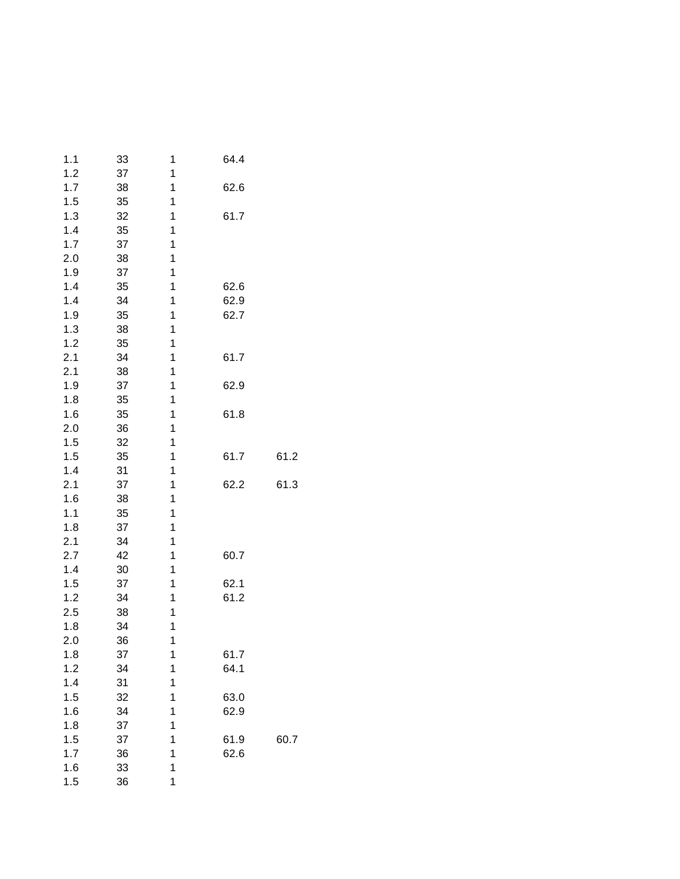| | | | | |
|---|---|---|---|---|
| 1.1 | 33 | 1 | 64.4 | |
| 1.2 | 37 | 1 | | |
| 1.7 | 38 | 1 | 62.6 | |
| 1.5 | 35 | 1 | | |
| 1.3 | 32 | 1 | 61.7 | |
| 1.4 | 35 | 1 | | |
| 1.7 | 37 | 1 | | |
| 2.0 | 38 | 1 | | |
| 1.9 | 37 | 1 | | |
| 1.4 | 35 | 1 | 62.6 | |
| 1.4 | 34 | 1 | 62.9 | |
| 1.9 | 35 | 1 | 62.7 | |
| 1.3 | 38 | 1 | | |
| 1.2 | 35 | 1 | | |
| 2.1 | 34 | 1 | 61.7 | |
| 2.1 | 38 | 1 | | |
| 1.9 | 37 | 1 | 62.9 | |
| 1.8 | 35 | 1 | | |
| 1.6 | 35 | 1 | 61.8 | |
| 2.0 | 36 | 1 | | |
| 1.5 | 32 | 1 | | |
| 1.5 | 35 | 1 | 61.7 | 61.2 |
| 1.4 | 31 | 1 | | |
| 2.1 | 37 | 1 | 62.2 | 61.3 |
| 1.6 | 38 | 1 | | |
| 1.1 | 35 | 1 | | |
| 1.8 | 37 | 1 | | |
| 2.1 | 34 | 1 | | |
| 2.7 | 42 | 1 | 60.7 | |
| 1.4 | 30 | 1 | | |
| 1.5 | 37 | 1 | 62.1 | |
| 1.2 | 34 | 1 | 61.2 | |
| 2.5 | 38 | 1 | | |
| 1.8 | 34 | 1 | | |
| 2.0 | 36 | 1 | | |
| 1.8 | 37 | 1 | 61.7 | |
| 1.2 | 34 | 1 | 64.1 | |
| 1.4 | 31 | 1 | | |
| 1.5 | 32 | 1 | 63.0 | |
| 1.6 | 34 | 1 | 62.9 | |
| 1.8 | 37 | 1 | | |
| 1.5 | 37 | 1 | 61.9 | 60.7 |
| 1.7 | 36 | 1 | 62.6 | |
| 1.6 | 33 | 1 | | |
| 1.5 | 36 | 1 | | |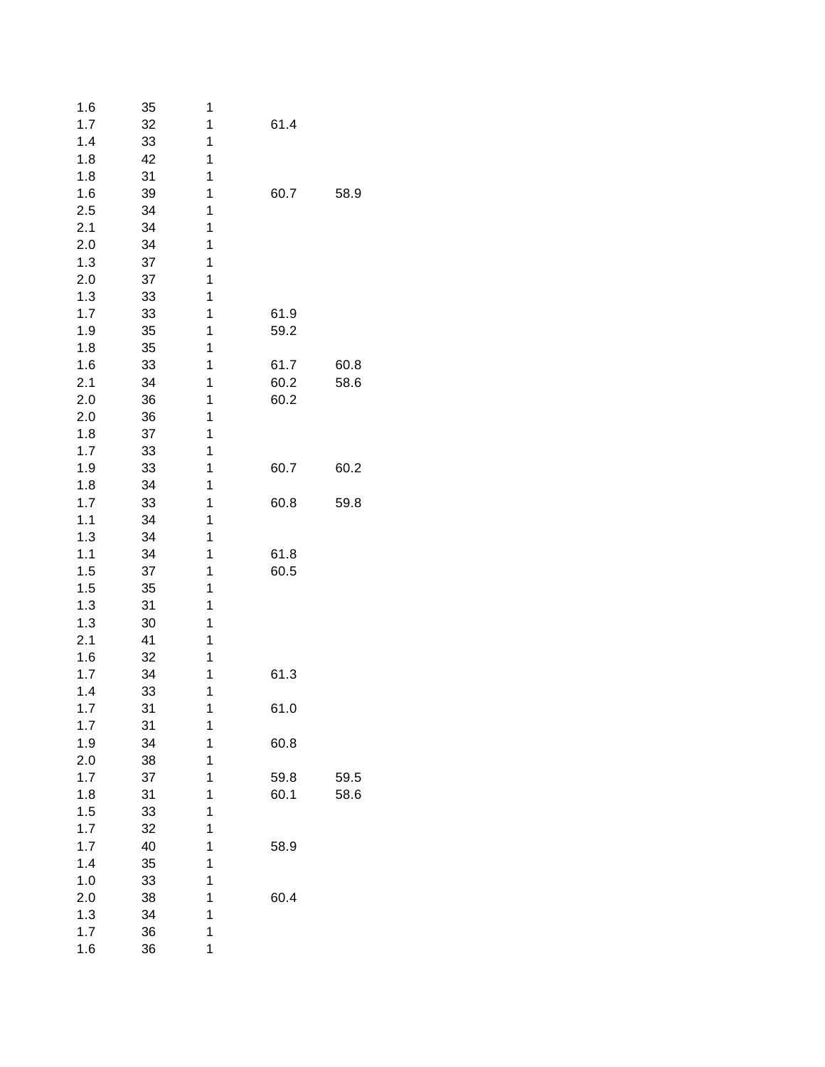| | | | | |
|---|---|---|---|---|
| 1.6 | 35 | 1 | | |
| 1.7 | 32 | 1 | 61.4 | |
| 1.4 | 33 | 1 | | |
| 1.8 | 42 | 1 | | |
| 1.8 | 31 | 1 | | |
| 1.6 | 39 | 1 | 60.7 | 58.9 |
| 2.5 | 34 | 1 | | |
| 2.1 | 34 | 1 | | |
| 2.0 | 34 | 1 | | |
| 1.3 | 37 | 1 | | |
| 2.0 | 37 | 1 | | |
| 1.3 | 33 | 1 | | |
| 1.7 | 33 | 1 | 61.9 | |
| 1.9 | 35 | 1 | 59.2 | |
| 1.8 | 35 | 1 | | |
| 1.6 | 33 | 1 | 61.7 | 60.8 |
| 2.1 | 34 | 1 | 60.2 | 58.6 |
| 2.0 | 36 | 1 | 60.2 | |
| 2.0 | 36 | 1 | | |
| 1.8 | 37 | 1 | | |
| 1.7 | 33 | 1 | | |
| 1.9 | 33 | 1 | 60.7 | 60.2 |
| 1.8 | 34 | 1 | | |
| 1.7 | 33 | 1 | 60.8 | 59.8 |
| 1.1 | 34 | 1 | | |
| 1.3 | 34 | 1 | | |
| 1.1 | 34 | 1 | 61.8 | |
| 1.5 | 37 | 1 | 60.5 | |
| 1.5 | 35 | 1 | | |
| 1.3 | 31 | 1 | | |
| 1.3 | 30 | 1 | | |
| 2.1 | 41 | 1 | | |
| 1.6 | 32 | 1 | | |
| 1.7 | 34 | 1 | 61.3 | |
| 1.4 | 33 | 1 | | |
| 1.7 | 31 | 1 | 61.0 | |
| 1.7 | 31 | 1 | | |
| 1.9 | 34 | 1 | 60.8 | |
| 2.0 | 38 | 1 | | |
| 1.7 | 37 | 1 | 59.8 | 59.5 |
| 1.8 | 31 | 1 | 60.1 | 58.6 |
| 1.5 | 33 | 1 | | |
| 1.7 | 32 | 1 | | |
| 1.7 | 40 | 1 | 58.9 | |
| 1.4 | 35 | 1 | | |
| 1.0 | 33 | 1 | | |
| 2.0 | 38 | 1 | 60.4 | |
| 1.3 | 34 | 1 | | |
| 1.7 | 36 | 1 | | |
| 1.6 | 36 | 1 | | |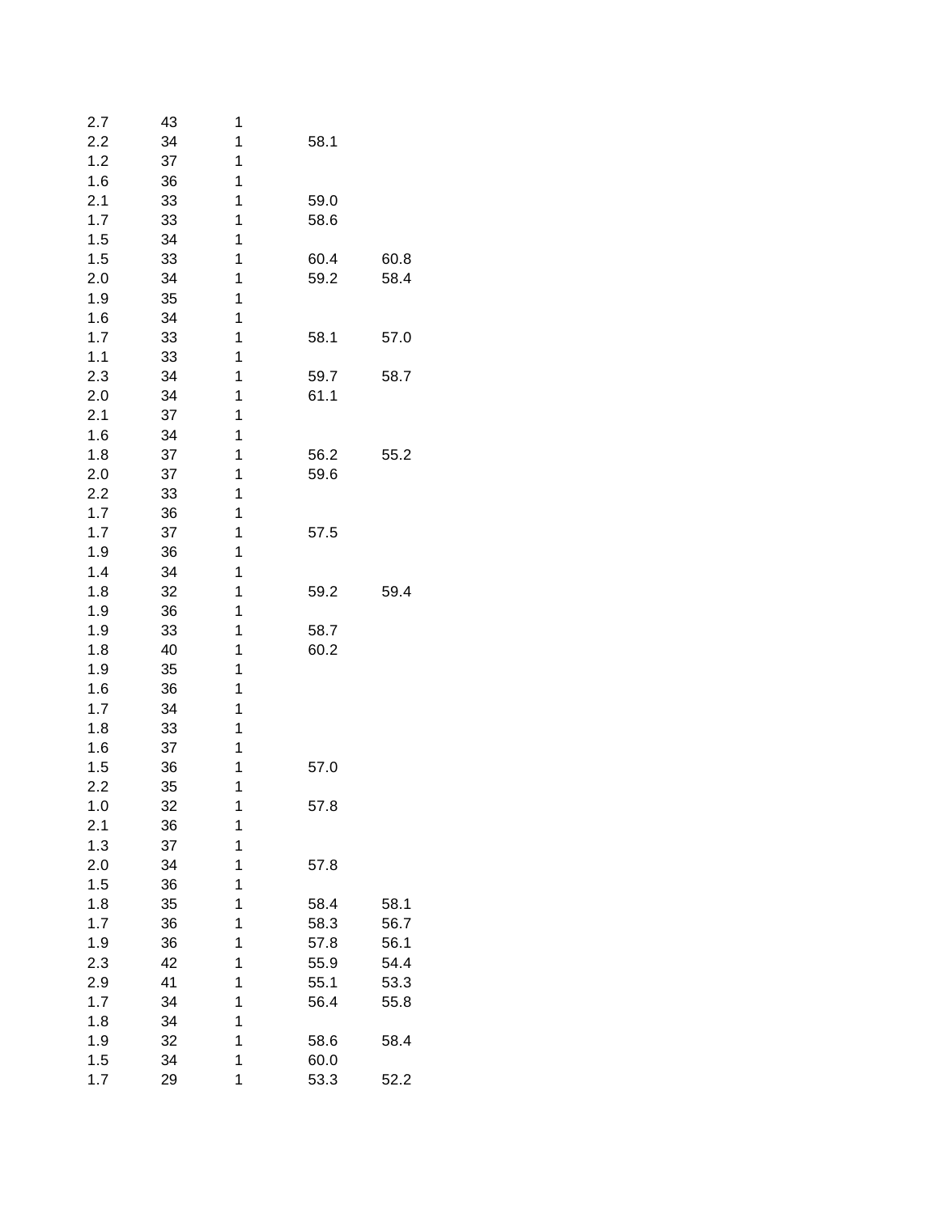| | | | | |
|---|---|---|---|---|
| 2.7 | 43 | 1 | | |
| 2.2 | 34 | 1 | 58.1 | |
| 1.2 | 37 | 1 | | |
| 1.6 | 36 | 1 | | |
| 2.1 | 33 | 1 | 59.0 | |
| 1.7 | 33 | 1 | 58.6 | |
| 1.5 | 34 | 1 | | |
| 1.5 | 33 | 1 | 60.4 | 60.8 |
| 2.0 | 34 | 1 | 59.2 | 58.4 |
| 1.9 | 35 | 1 | | |
| 1.6 | 34 | 1 | | |
| 1.7 | 33 | 1 | 58.1 | 57.0 |
| 1.1 | 33 | 1 | | |
| 2.3 | 34 | 1 | 59.7 | 58.7 |
| 2.0 | 34 | 1 | 61.1 | |
| 2.1 | 37 | 1 | | |
| 1.6 | 34 | 1 | | |
| 1.8 | 37 | 1 | 56.2 | 55.2 |
| 2.0 | 37 | 1 | 59.6 | |
| 2.2 | 33 | 1 | | |
| 1.7 | 36 | 1 | | |
| 1.7 | 37 | 1 | 57.5 | |
| 1.9 | 36 | 1 | | |
| 1.4 | 34 | 1 | | |
| 1.8 | 32 | 1 | 59.2 | 59.4 |
| 1.9 | 36 | 1 | | |
| 1.9 | 33 | 1 | 58.7 | |
| 1.8 | 40 | 1 | 60.2 | |
| 1.9 | 35 | 1 | | |
| 1.6 | 36 | 1 | | |
| 1.7 | 34 | 1 | | |
| 1.8 | 33 | 1 | | |
| 1.6 | 37 | 1 | | |
| 1.5 | 36 | 1 | 57.0 | |
| 2.2 | 35 | 1 | | |
| 1.0 | 32 | 1 | 57.8 | |
| 2.1 | 36 | 1 | | |
| 1.3 | 37 | 1 | | |
| 2.0 | 34 | 1 | 57.8 | |
| 1.5 | 36 | 1 | | |
| 1.8 | 35 | 1 | 58.4 | 58.1 |
| 1.7 | 36 | 1 | 58.3 | 56.7 |
| 1.9 | 36 | 1 | 57.8 | 56.1 |
| 2.3 | 42 | 1 | 55.9 | 54.4 |
| 2.9 | 41 | 1 | 55.1 | 53.3 |
| 1.7 | 34 | 1 | 56.4 | 55.8 |
| 1.8 | 34 | 1 | | |
| 1.9 | 32 | 1 | 58.6 | 58.4 |
| 1.5 | 34 | 1 | 60.0 | |
| 1.7 | 29 | 1 | 53.3 | 52.2 |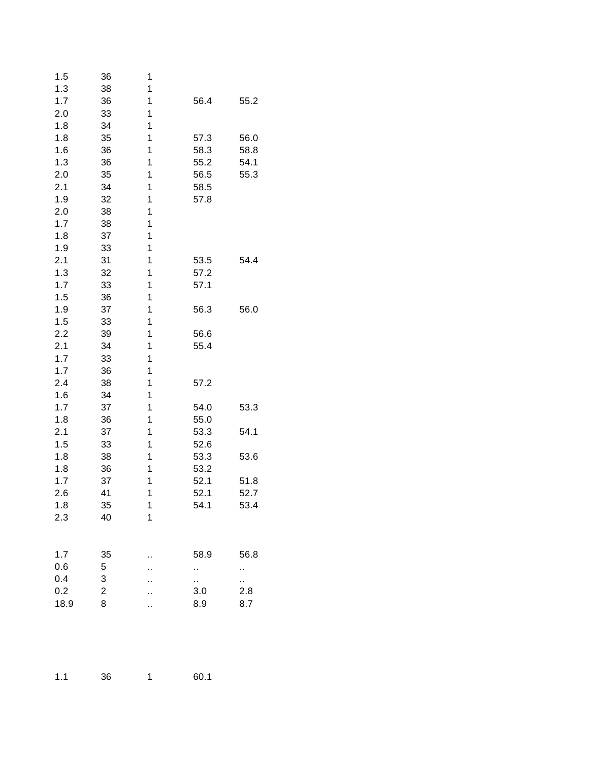| | | | | |
|---|---|---|---|---|
| 1.5 | 36 | 1 | | |
| 1.3 | 38 | 1 | | |
| 1.7 | 36 | 1 | 56.4 | 55.2 |
| 2.0 | 33 | 1 | | |
| 1.8 | 34 | 1 | | |
| 1.8 | 35 | 1 | 57.3 | 56.0 |
| 1.6 | 36 | 1 | 58.3 | 58.8 |
| 1.3 | 36 | 1 | 55.2 | 54.1 |
| 2.0 | 35 | 1 | 56.5 | 55.3 |
| 2.1 | 34 | 1 | 58.5 | |
| 1.9 | 32 | 1 | 57.8 | |
| 2.0 | 38 | 1 | | |
| 1.7 | 38 | 1 | | |
| 1.8 | 37 | 1 | | |
| 1.9 | 33 | 1 | | |
| 2.1 | 31 | 1 | 53.5 | 54.4 |
| 1.3 | 32 | 1 | 57.2 | |
| 1.7 | 33 | 1 | 57.1 | |
| 1.5 | 36 | 1 | | |
| 1.9 | 37 | 1 | 56.3 | 56.0 |
| 1.5 | 33 | 1 | | |
| 2.2 | 39 | 1 | 56.6 | |
| 2.1 | 34 | 1 | 55.4 | |
| 1.7 | 33 | 1 | | |
| 1.7 | 36 | 1 | | |
| 2.4 | 38 | 1 | 57.2 | |
| 1.6 | 34 | 1 | | |
| 1.7 | 37 | 1 | 54.0 | 53.3 |
| 1.8 | 36 | 1 | 55.0 | |
| 2.1 | 37 | 1 | 53.3 | 54.1 |
| 1.5 | 33 | 1 | 52.6 | |
| 1.8 | 38 | 1 | 53.3 | 53.6 |
| 1.8 | 36 | 1 | 53.2 | |
| 1.7 | 37 | 1 | 52.1 | 51.8 |
| 2.6 | 41 | 1 | 52.1 | 52.7 |
| 1.8 | 35 | 1 | 54.1 | 53.4 |
| 2.3 | 40 | 1 | | |
| | | | | |
| 1.7 | 35 | .. | 58.9 | 56.8 |
| 0.6 | 5 | .. | .. | .. |
| 0.4 | 3 | .. | .. | .. |
| 0.2 | 2 | .. | 3.0 | 2.8 |
| 18.9 | 8 | .. | 8.9 | 8.7 |
| | | | | |
| 1.1 | 36 | 1 | 60.1 | |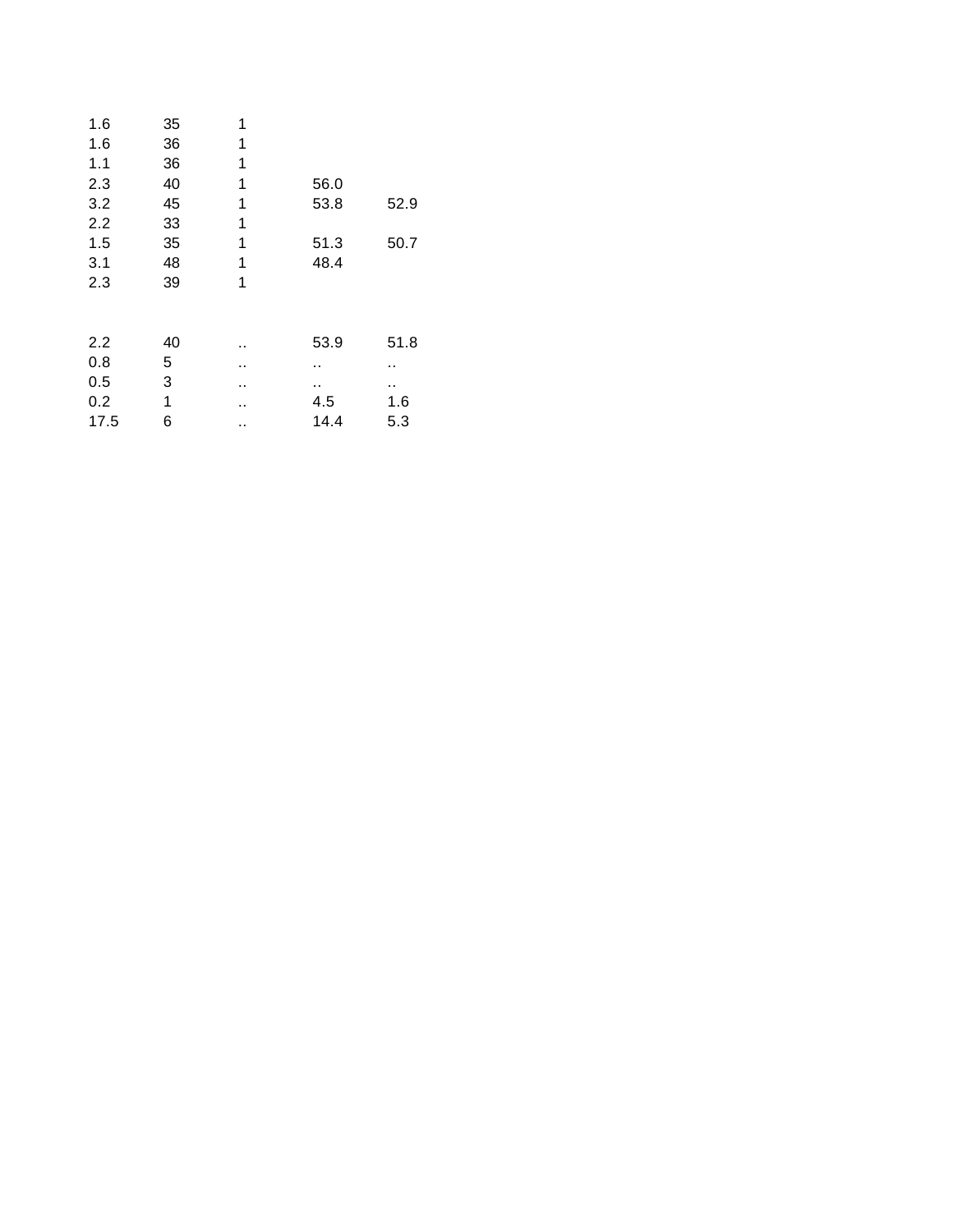| | | | | |
|---|---|---|---|---|
| 1.6 | 35 | 1 | | |
| 1.6 | 36 | 1 | | |
| 1.1 | 36 | 1 | | |
| 2.3 | 40 | 1 | 56.0 | |
| 3.2 | 45 | 1 | 53.8 | 52.9 |
| 2.2 | 33 | 1 | | |
| 1.5 | 35 | 1 | 51.3 | 50.7 |
| 3.1 | 48 | 1 | 48.4 | |
| 2.3 | 39 | 1 | | |
| | | | | |
| 2.2 | 40 | .. | 53.9 | 51.8 |
| 0.8 | 5 | .. | .. | .. |
| 0.5 | 3 | .. | .. | .. |
| 0.2 | 1 | .. | 4.5 | 1.6 |
| 17.5 | 6 | .. | 14.4 | 5.3 |